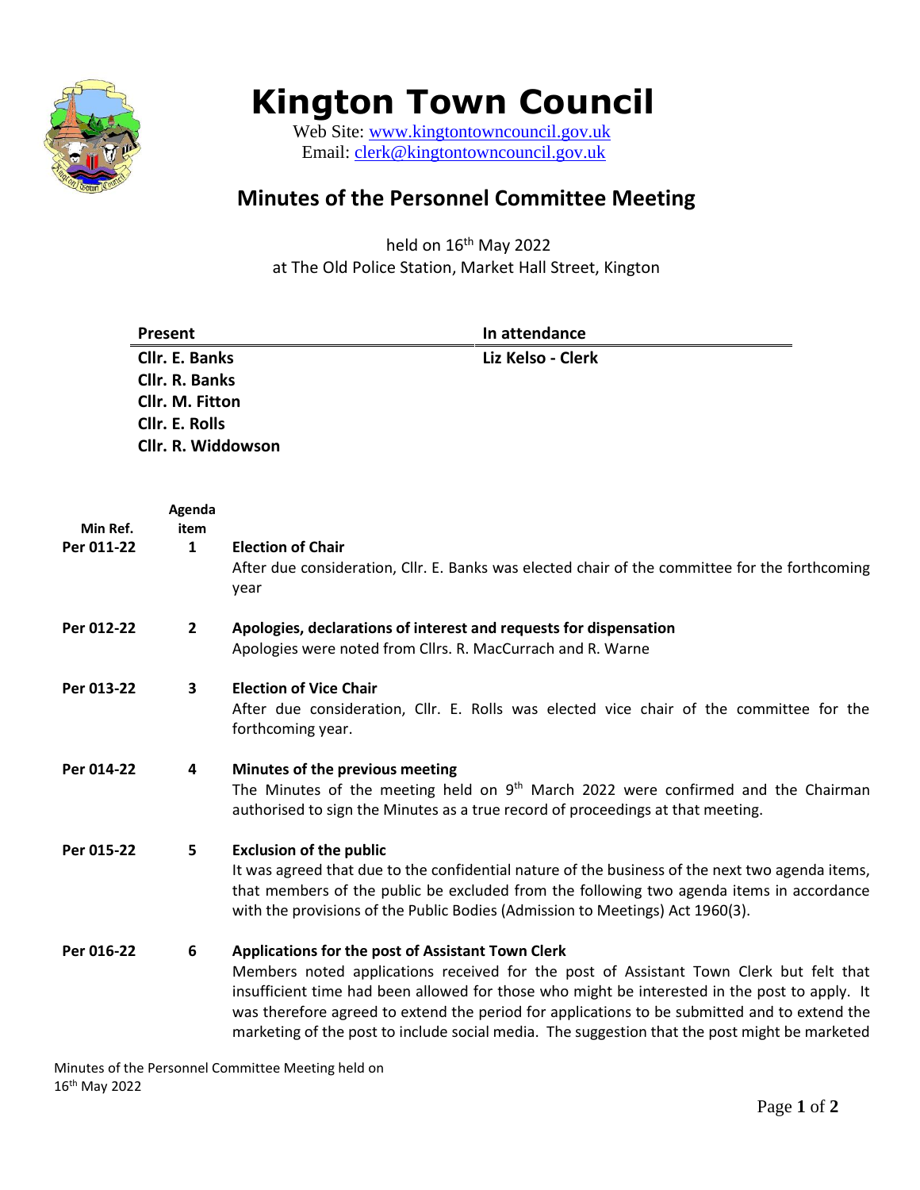# Kington Town Council

Web Site: www.kingtontowncouncil.gov.uk
Email: clerk@kingtontowncouncil.gov.uk

## Minutes of the Personnel Committee Meeting

held on 16th May 2022
at The Old Police Station, Market Hall Street, Kington

| Present | In attendance |
|---|---|
| **Cllr. E. Banks** | **Liz Kelso - Clerk** |
| **Cllr. R. Banks** | |
| **Cllr. M. Fitton** | |
| **Cllr. E. Rolls** | |
| **Cllr. R. Widdowson** | |

| Min Ref. | Agenda item | |
|---|---|---|
| **Per 011-22** | **1** | **Election of Chair**<br>After due consideration, Cllr. E. Banks was elected chair of the committee for the forthcoming year |
| **Per 012-22** | **2** | **Apologies, declarations of interest and requests for dispensation**<br>Apologies were noted from Cllrs. R. MacCurrach and R. Warne |
| **Per 013-22** | **3** | **Election of Vice Chair**<br>After due consideration, Cllr. E. Rolls was elected vice chair of the committee for the forthcoming year. |
| **Per 014-22** | **4** | **Minutes of the previous meeting**<br>The Minutes of the meeting held on 9th March 2022 were confirmed and the Chairman authorised to sign the Minutes as a true record of proceedings at that meeting. |
| **Per 015-22** | **5** | **Exclusion of the public**<br>It was agreed that due to the confidential nature of the business of the next two agenda items, that members of the public be excluded from the following two agenda items in accordance with the provisions of the Public Bodies (Admission to Meetings) Act 1960(3). |
| **Per 016-22** | **6** | **Applications for the post of Assistant Town Clerk**<br>Members noted applications received for the post of Assistant Town Clerk but felt that insufficient time had been allowed for those who might be interested in the post to apply. It was therefore agreed to extend the period for applications to be submitted and to extend the marketing of the post to include social media. The suggestion that the post might be marketed |

Minutes of the Personnel Committee Meeting held on 16th May 2022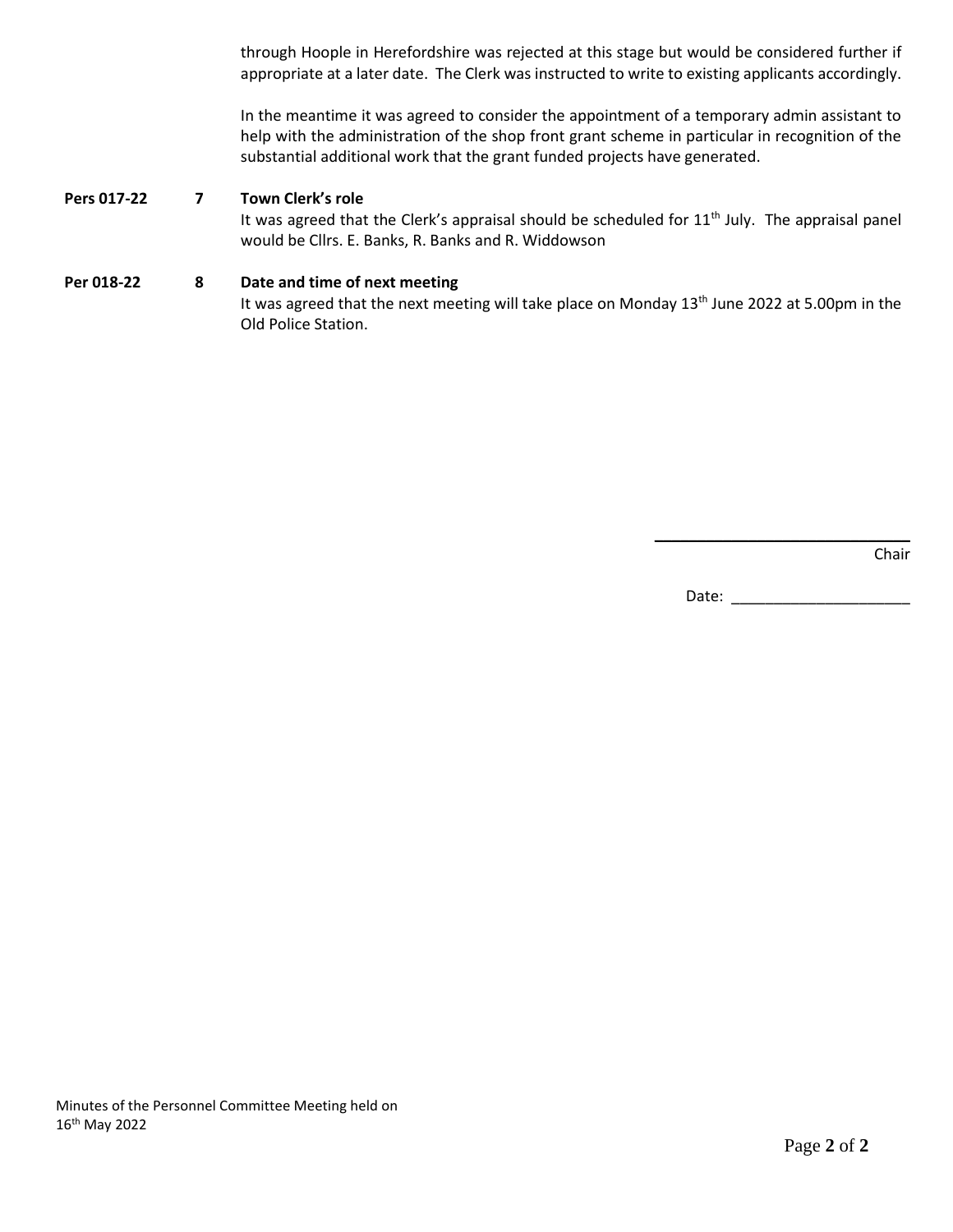through Hoople in Herefordshire was rejected at this stage but would be considered further if appropriate at a later date. The Clerk was instructed to write to existing applicants accordingly.

In the meantime it was agreed to consider the appointment of a temporary admin assistant to help with the administration of the shop front grant scheme in particular in recognition of the substantial additional work that the grant funded projects have generated.

**Pers 017-22 7 Town Clerk's role**

It was agreed that the Clerk's appraisal should be scheduled for 11th July. The appraisal panel would be Cllrs. E. Banks, R. Banks and R. Widdowson

**Per 018-22 8 Date and time of next meeting**

It was agreed that the next meeting will take place on Monday 13th June 2022 at 5.00pm in the Old Police Station.

\_\_\_\_\_\_\_\_\_\_\_\_\_\_\_\_\_\_\_\_\_\_\_\_\_\_\_\_\_\_

Chair

Date: \_\_\_\_\_\_\_\_\_\_\_\_\_\_\_\_\_\_\_\_\_

Minutes of the Personnel Committee Meeting held on 16th May 2022